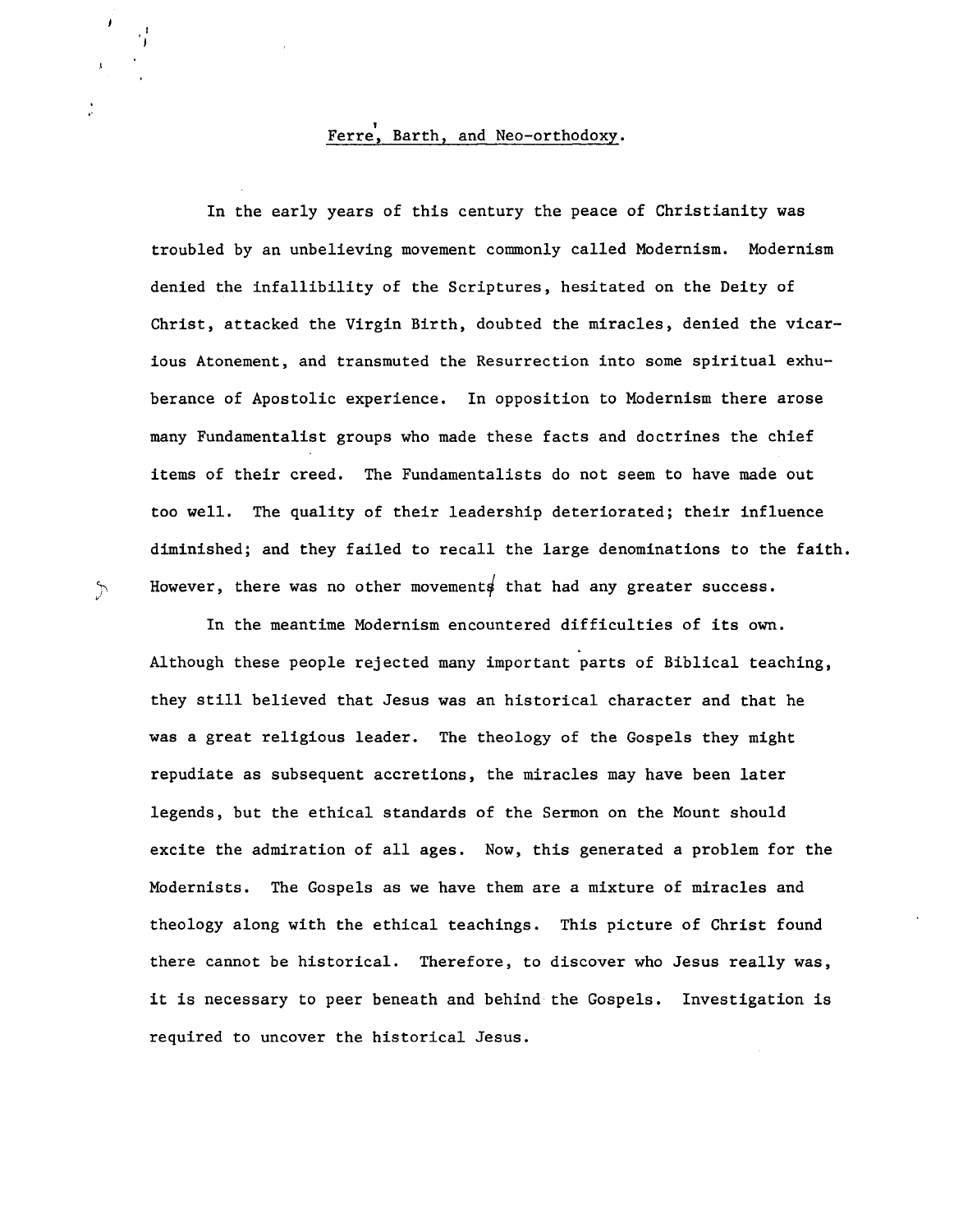# Ferré, Barth, and Neo-orthodoxy.

In the early years of this century the peace of Christianity was troubled by an unbelieving movement commonly called Modernism. Modernism denied the infallibility of the Scriptures, hesitated on the Deity of Christ, attacked the Virgin Birth, doubted the miracles, denied the vicarious Atonement, and transmuted the Resurrection into some spiritual exhuberance of Apostolic experience. In opposition to Modernism there arose many Fundamentalist groups who made these facts and doctrines the chief items of their creed. The Fundamentalists do not seem to have made out too well. The quality of their leadership deteriorated; their influence diminished; and they failed to recall the large denominations to the faith. However, there was no other movement that had any greater success.

In the meantime Modernism encountered difficulties of its own. Although these people rejected many important parts of Biblical teaching, they still believed that Jesus was an historical character and that he was a great religious leader. The theology of the Gospels they might repudiate as subsequent accretions, the miracles may have been later legends, but the ethical standards of the Sermon on the Mount should excite the admiration of all ages. Now, this generated a problem for the Modernists. The Gospels as we have them are a mixture of miracles and theology along with the ethical teachings. This picture of Christ found there cannot be historical. Therefore, to discover who Jesus really was, it is necessary to peer beneath and behind the Gospels. Investigation is required to uncover the historical Jesus.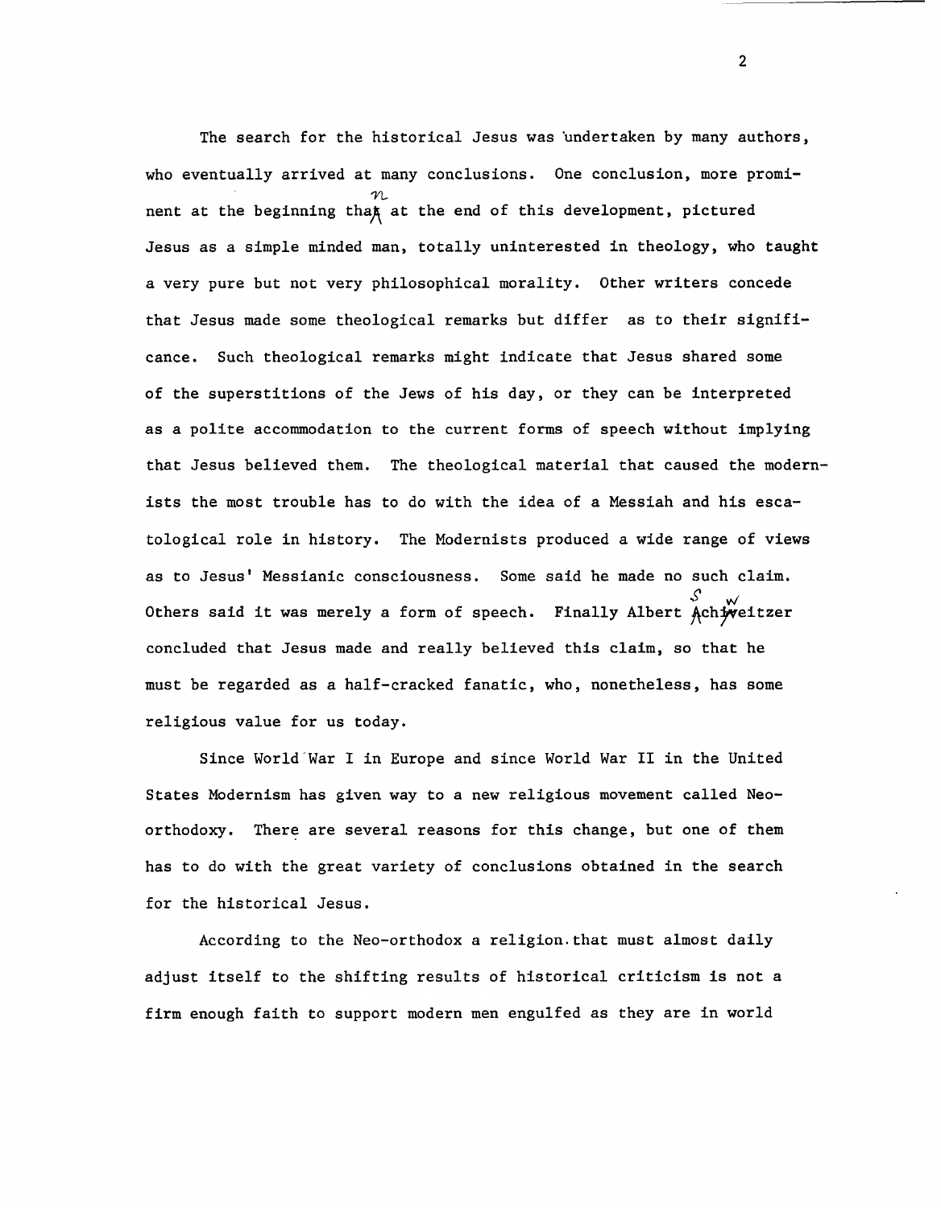The search for the historical Jesus was undertaken by many authors, who eventually arrived at many conclusions. One conclusion, more prominent at the beginning than at the end of this development, pictured Jesus as a simple minded man, totally uninterested in theology, who taught a very pure but not very philosophical morality. Other writers concede that Jesus made some theological remarks but differ as to their significance. Such theological remarks might indicate that Jesus shared some of the superstitions of the Jews of his day, or they can be interpreted as a polite accommodation to the current forms of speech without implying that Jesus believed them. The theological material that caused the modernists the most trouble has to do with the idea of a Messiah and his escatological role in history. The Modernists produced a wide range of views as to Jesus' Messianic consciousness. Some said he made no such claim. Others said it was merely a form of speech. Finally Albert Schweitzer concluded that Jesus made and really believed this claim, so that he must be regarded as a half-cracked fanatic, who, nonetheless, has some religious value for us today.

Since World War I in Europe and since World War II in the United States Modernism has given way to a new religious movement called Neo-orthodoxy. There are several reasons for this change, but one of them has to do with the great variety of conclusions obtained in the search for the historical Jesus.

According to the Neo-orthodox a religion that must almost daily adjust itself to the shifting results of historical criticism is not a firm enough faith to support modern men engulfed as they are in world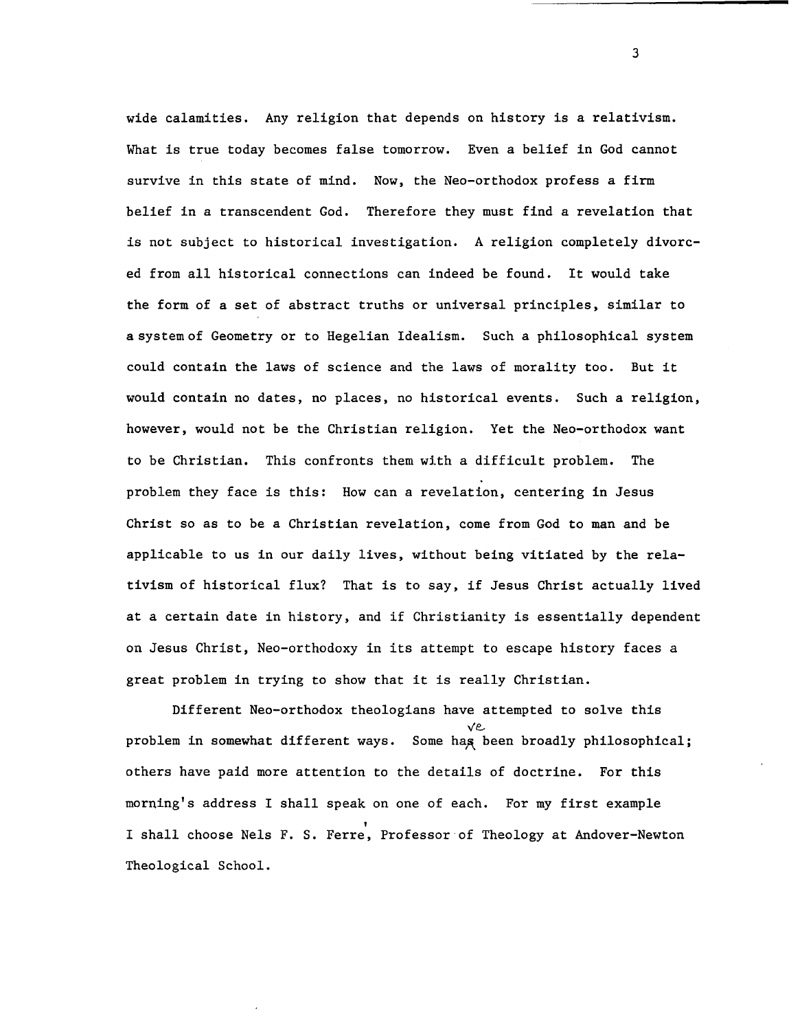wide calamities. Any religion that depends on history is a relativism. What is true today becomes false tomorrow. Even a belief in God cannot survive in this state of mind. Now, the Neo-orthodox profess a firm belief in a transcendent God. Therefore they must find a revelation that is not subject to historical investigation. A religion completely divorced from all historical connections can indeed be found. It would take the form of a set of abstract truths or universal principles, similar to a system of Geometry or to Hegelian Idealism. Such a philosophical system could contain the laws of science and the laws of morality too. But it would contain no dates, no places, no historical events. Such a religion, however, would not be the Christian religion. Yet the Neo-orthodox want to be Christian. This confronts them with a difficult problem. The problem they face is this: How can a revelation, centering in Jesus Christ so as to be a Christian revelation, come from God to man and be applicable to us in our daily lives, without being vitiated by the relativism of historical flux? That is to say, if Jesus Christ actually lived at a certain date in history, and if Christianity is essentially dependent on Jesus Christ, Neo-orthodoxy in its attempt to escape history faces a great problem in trying to show that it is really Christian.

Different Neo-orthodox theologians have attempted to solve this problem in somewhat different ways. Some have been broadly philosophical; others have paid more attention to the details of doctrine. For this morning's address I shall speak on one of each. For my first example I shall choose Nels F. S. Ferré, Professor of Theology at Andover-Newton Theological School.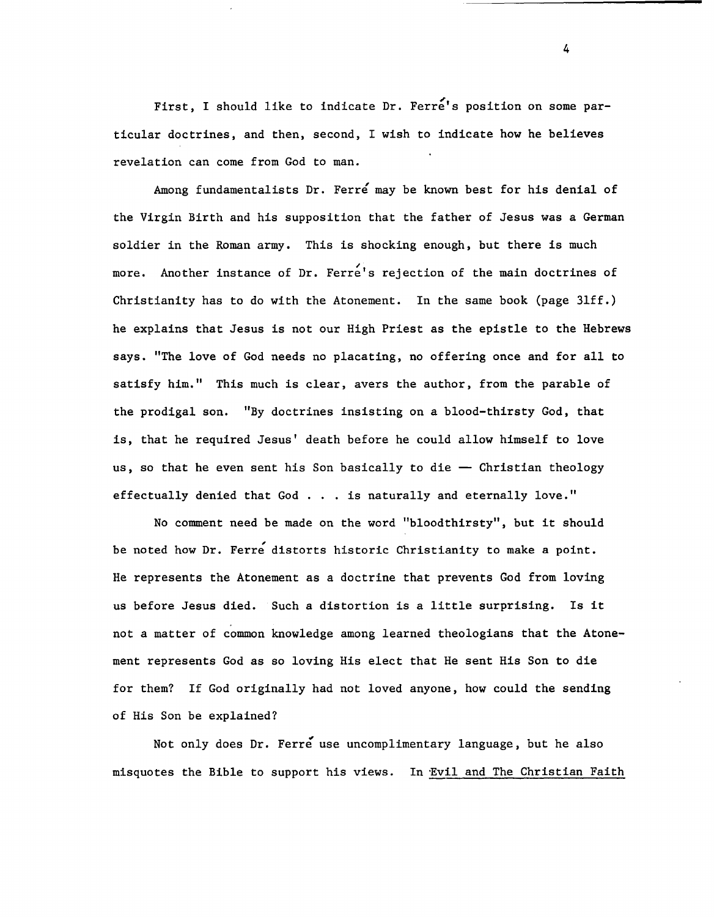First, I should like to indicate Dr. Ferré's position on some particular doctrines, and then, second, I wish to indicate how he believes revelation can come from God to man.

Among fundamentalists Dr. Ferré may be known best for his denial of the Virgin Birth and his supposition that the father of Jesus was a German soldier in the Roman army. This is shocking enough, but there is much more. Another instance of Dr. Ferré's rejection of the main doctrines of Christianity has to do with the Atonement. In the same book (page 31ff.) he explains that Jesus is not our High Priest as the epistle to the Hebrews says. "The love of God needs no placating, no offering once and for all to satisfy him." This much is clear, avers the author, from the parable of the prodigal son. "By doctrines insisting on a blood-thirsty God, that is, that he required Jesus' death before he could allow himself to love us, so that he even sent his Son basically to die — Christian theology effectually denied that God . . . is naturally and eternally love."

No comment need be made on the word "bloodthirsty", but it should be noted how Dr. Ferré distorts historic Christianity to make a point. He represents the Atonement as a doctrine that prevents God from loving us before Jesus died. Such a distortion is a little surprising. Is it not a matter of common knowledge among learned theologians that the Atonement represents God as so loving His elect that He sent His Son to die for them? If God originally had not loved anyone, how could the sending of His Son be explained?

Not only does Dr. Ferré use uncomplimentary language, but he also misquotes the Bible to support his views. In <u>Evil and The Christian Faith</u>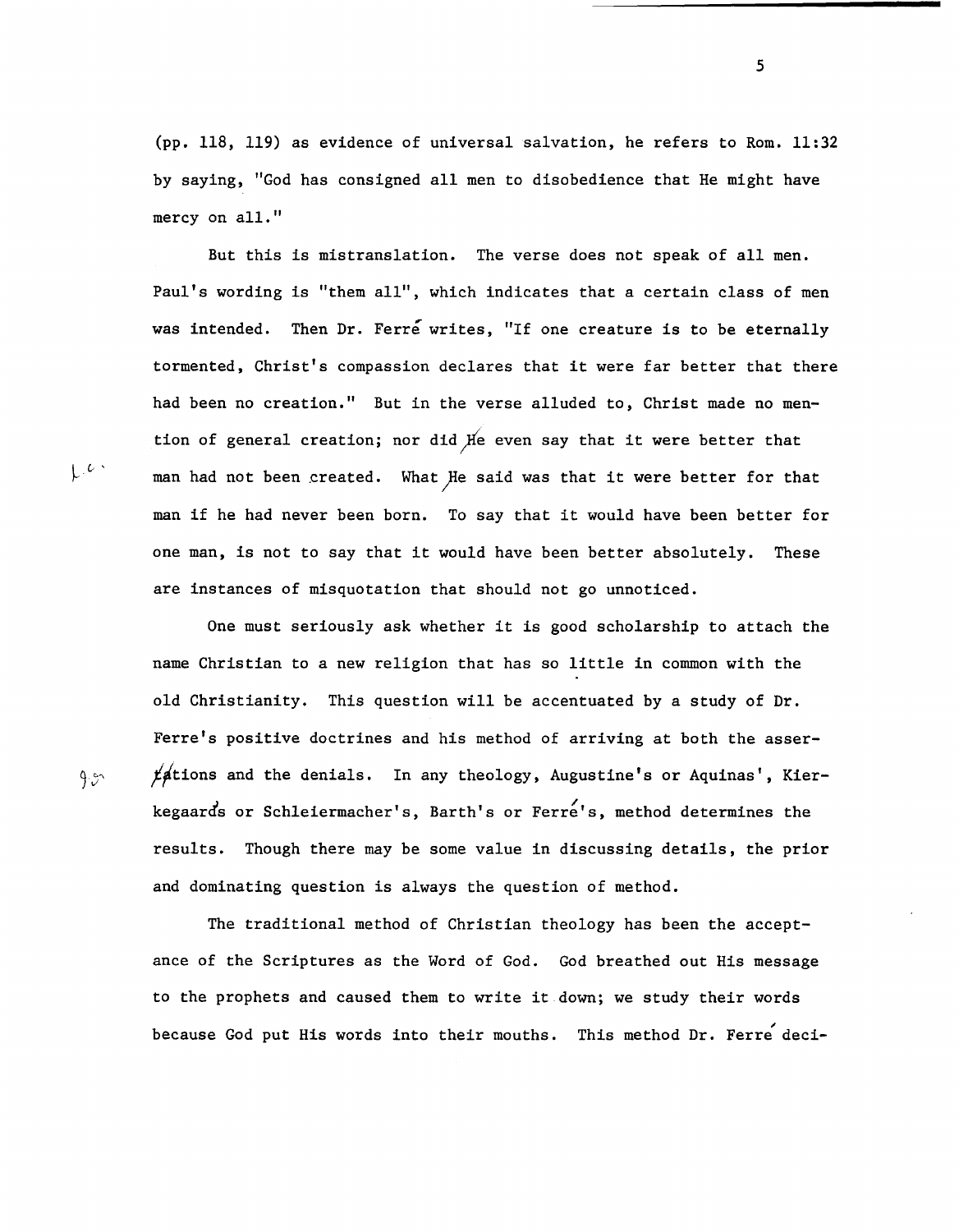(pp. 118, 119) as evidence of universal salvation, he refers to Rom. 11:32 by saying, "God has consigned all men to disobedience that He might have mercy on all."

But this is mistranslation. The verse does not speak of all men. Paul's wording is "them all", which indicates that a certain class of men was intended. Then Dr. Ferré writes, "If one creature is to be eternally tormented, Christ's compassion declares that it were far better that there had been no creation." But in the verse alluded to, Christ made no mention of general creation; nor did He even say that it were better that man had not been created. What He said was that it were better for that man if he had never been born. To say that it would have been better for one man, is not to say that it would have been better absolutely. These are instances of misquotation that should not go unnoticed.

One must seriously ask whether it is good scholarship to attach the name Christian to a new religion that has so little in common with the old Christianity. This question will be accentuated by a study of Dr. Ferre's positive doctrines and his method of arriving at both the assertions and the denials. In any theology, Augustine's or Aquinas', Kierkegaard's or Schleiermacher's, Barth's or Ferré's, method determines the results. Though there may be some value in discussing details, the prior and dominating question is always the question of method.

The traditional method of Christian theology has been the acceptance of the Scriptures as the Word of God. God breathed out His message to the prophets and caused them to write it down; we study their words because God put His words into their mouths. This method Dr. Ferré deci-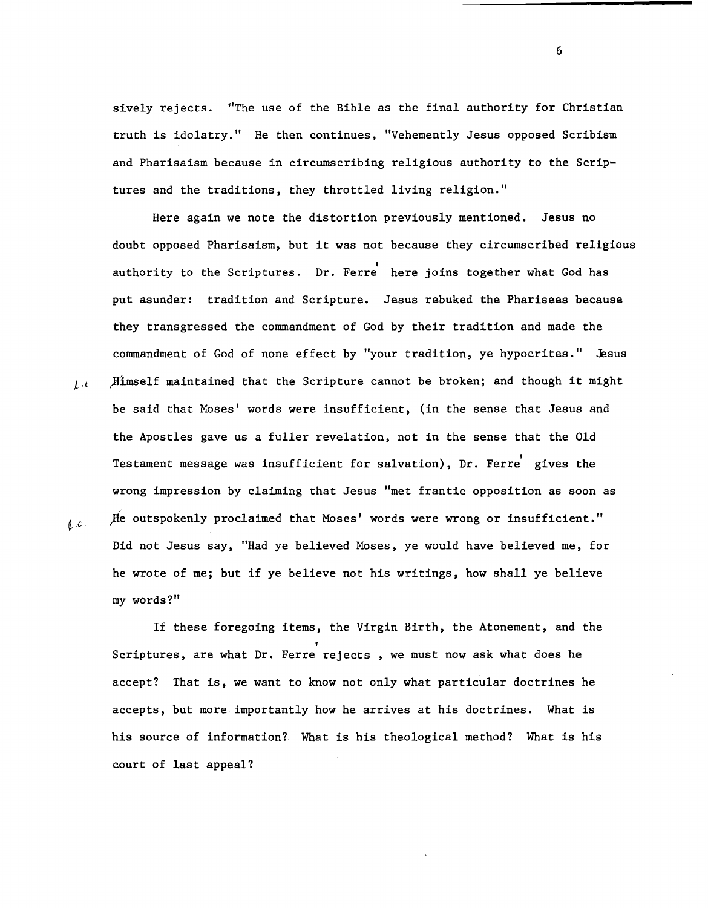sively rejects. "The use of the Bible as the final authority for Christian truth is idolatry." He then continues, "Vehemently Jesus opposed Scribism and Pharisaism because in circumscribing religious authority to the Scriptures and the traditions, they throttled living religion."

Here again we note the distortion previously mentioned. Jesus no doubt opposed Pharisaism, but it was not because they circumscribed religious authority to the Scriptures. Dr. Ferré here joins together what God has put asunder: tradition and Scripture. Jesus rebuked the Pharisees because they transgressed the commandment of God by their tradition and made the commandment of God of none effect by "your tradition, ye hypocrites." Jesus Himself maintained that the Scripture cannot be broken; and though it might be said that Moses' words were insufficient, (in the sense that Jesus and the Apostles gave us a fuller revelation, not in the sense that the Old Testament message was insufficient for salvation), Dr. Ferré gives the wrong impression by claiming that Jesus "met frantic opposition as soon as He outspokenly proclaimed that Moses' words were wrong or insufficient." Did not Jesus say, "Had ye believed Moses, ye would have believed me, for he wrote of me; but if ye believe not his writings, how shall ye believe my words?"

If these foregoing items, the Virgin Birth, the Atonement, and the Scriptures, are what Dr. Ferré rejects , we must now ask what does he accept? That is, we want to know not only what particular doctrines he accepts, but more importantly how he arrives at his doctrines. What is his source of information? What is his theological method? What is his court of last appeal?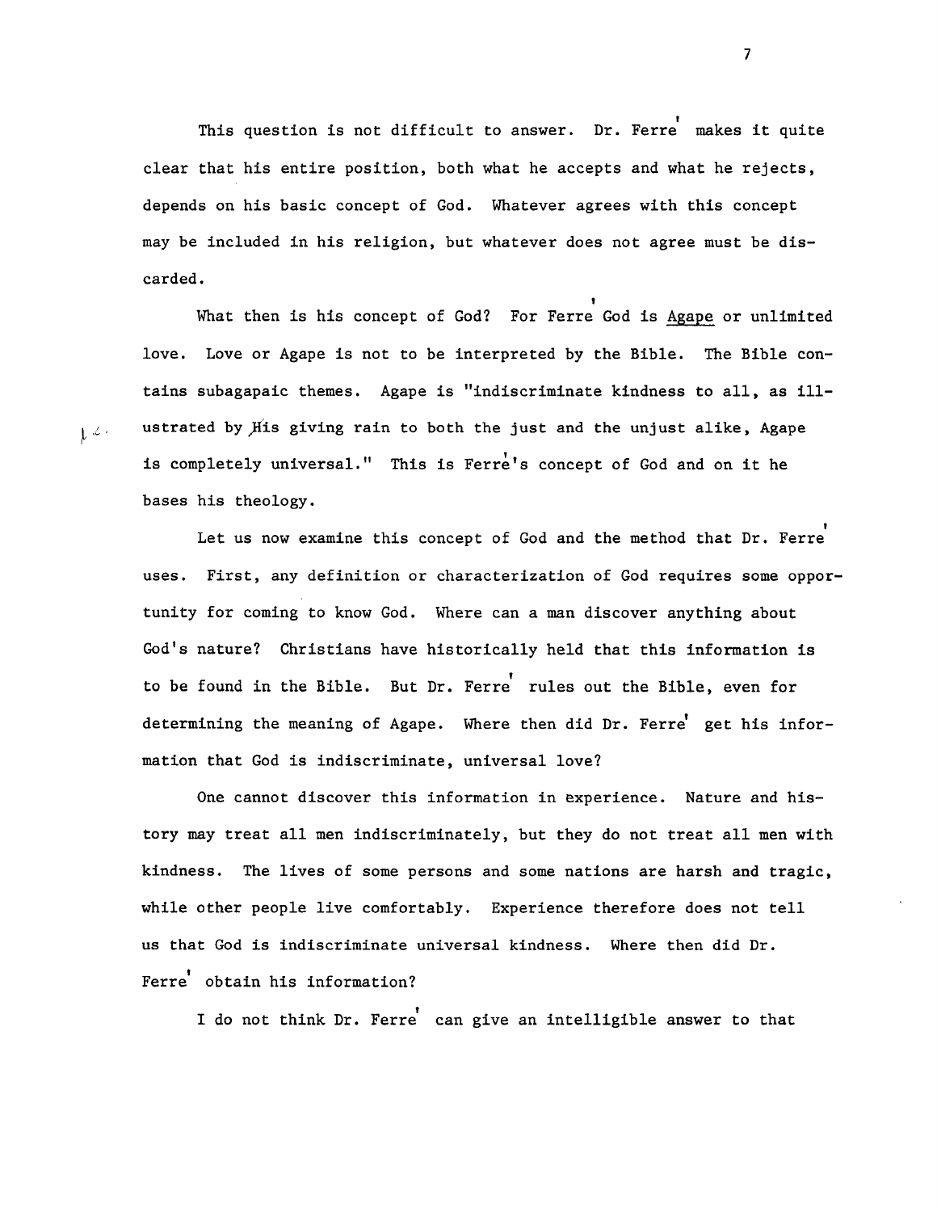This question is not difficult to answer. Dr. Ferré makes it quite clear that his entire position, both what he accepts and what he rejects, depends on his basic concept of God. Whatever agrees with this concept may be included in his religion, but whatever does not agree must be discarded.

What then is his concept of God? For Ferré God is Agape or unlimited love. Love or Agape is not to be interpreted by the Bible. The Bible contains subagapaic themes. Agape is "indiscriminate kindness to all, as illustrated by his giving rain to both the just and the unjust alike, Agape is completely universal." This is Ferré's concept of God and on it he bases his theology.

Let us now examine this concept of God and the method that Dr. Ferré uses. First, any definition or characterization of God requires some opportunity for coming to know God. Where can a man discover anything about God's nature? Christians have historically held that this information is to be found in the Bible. But Dr. Ferré rules out the Bible, even for determining the meaning of Agape. Where then did Dr. Ferré get his information that God is indiscriminate, universal love?

One cannot discover this information in experience. Nature and history may treat all men indiscriminately, but they do not treat all men with kindness. The lives of some persons and some nations are harsh and tragic, while other people live comfortably. Experience therefore does not tell us that God is indiscriminate universal kindness. Where then did Dr. Ferré obtain his information?

I do not think Dr. Ferré can give an intelligible answer to that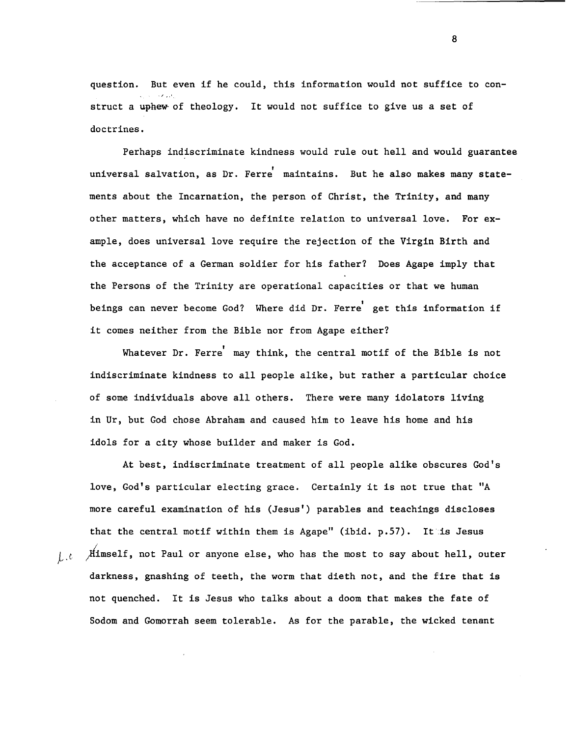question. But even if he could, this information would not suffice to construct a uphew of theology. It would not suffice to give us a set of doctrines.

Perhaps indiscriminate kindness would rule out hell and would guarantee universal salvation, as Dr. Ferré maintains. But he also makes many statements about the Incarnation, the person of Christ, the Trinity, and many other matters, which have no definite relation to universal love. For example, does universal love require the rejection of the Virgin Birth and the acceptance of a German soldier for his father? Does Agape imply that the Persons of the Trinity are operational capacities or that we human beings can never become God? Where did Dr. Ferré get this information if it comes neither from the Bible nor from Agape either?

Whatever Dr. Ferré may think, the central motif of the Bible is not indiscriminate kindness to all people alike, but rather a particular choice of some individuals above all others. There were many idolators living in Ur, but God chose Abraham and caused him to leave his home and his idols for a city whose builder and maker is God.

At best, indiscriminate treatment of all people alike obscures God's love, God's particular electing grace. Certainly it is not true that "A more careful examination of his (Jesus') parables and teachings discloses that the central motif within them is Agape" (ibid. p.57). It is Jesus Himself, not Paul or anyone else, who has the most to say about hell, outer darkness, gnashing of teeth, the worm that dieth not, and the fire that is not quenched. It is Jesus who talks about a doom that makes the fate of Sodom and Gomorrah seem tolerable. As for the parable, the wicked tenant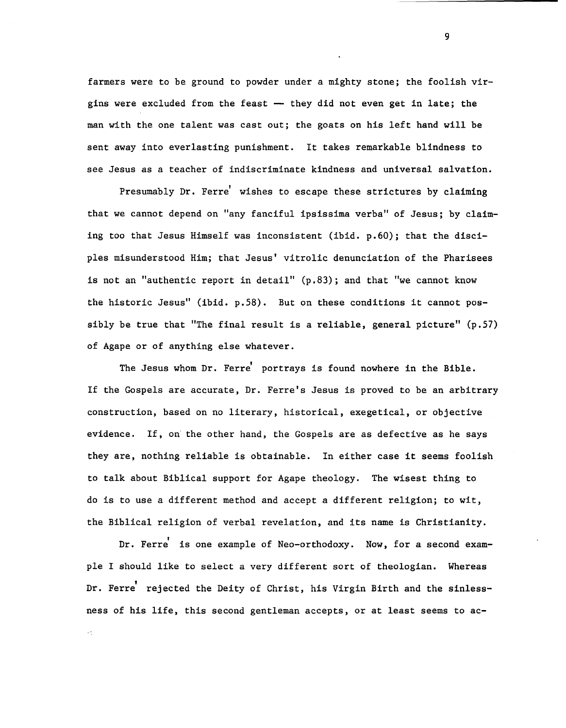farmers were to be ground to powder under a mighty stone; the foolish virgins were excluded from the feast — they did not even get in late; the man with the one talent was cast out; the goats on his left hand will be sent away into everlasting punishment. It takes remarkable blindness to see Jesus as a teacher of indiscriminate kindness and universal salvation.

Presumably Dr. Ferré wishes to escape these strictures by claiming that we cannot depend on "any fanciful ipsissima verba" of Jesus; by claiming too that Jesus Himself was inconsistent (ibid. p.60); that the disciples misunderstood Him; that Jesus' vitrolic denunciation of the Pharisees is not an "authentic report in detail" (p.83); and that "we cannot know the historic Jesus" (ibid. p.58). But on these conditions it cannot possibly be true that "The final result is a reliable, general picture" (p.57) of Agape or of anything else whatever.

The Jesus whom Dr. Ferré portrays is found nowhere in the Bible. If the Gospels are accurate, Dr. Ferre's Jesus is proved to be an arbitrary construction, based on no literary, historical, exegetical, or objective evidence. If, on the other hand, the Gospels are as defective as he says they are, nothing reliable is obtainable. In either case it seems foolish to talk about Biblical support for Agape theology. The wisest thing to do is to use a different method and accept a different religion; to wit, the Biblical religion of verbal revelation, and its name is Christianity.

Dr. Ferré is one example of Neo-orthodoxy. Now, for a second example I should like to select a very different sort of theologian. Whereas Dr. Ferré rejected the Deity of Christ, his Virgin Birth and the sinlessness of his life, this second gentleman accepts, or at least seems to ac-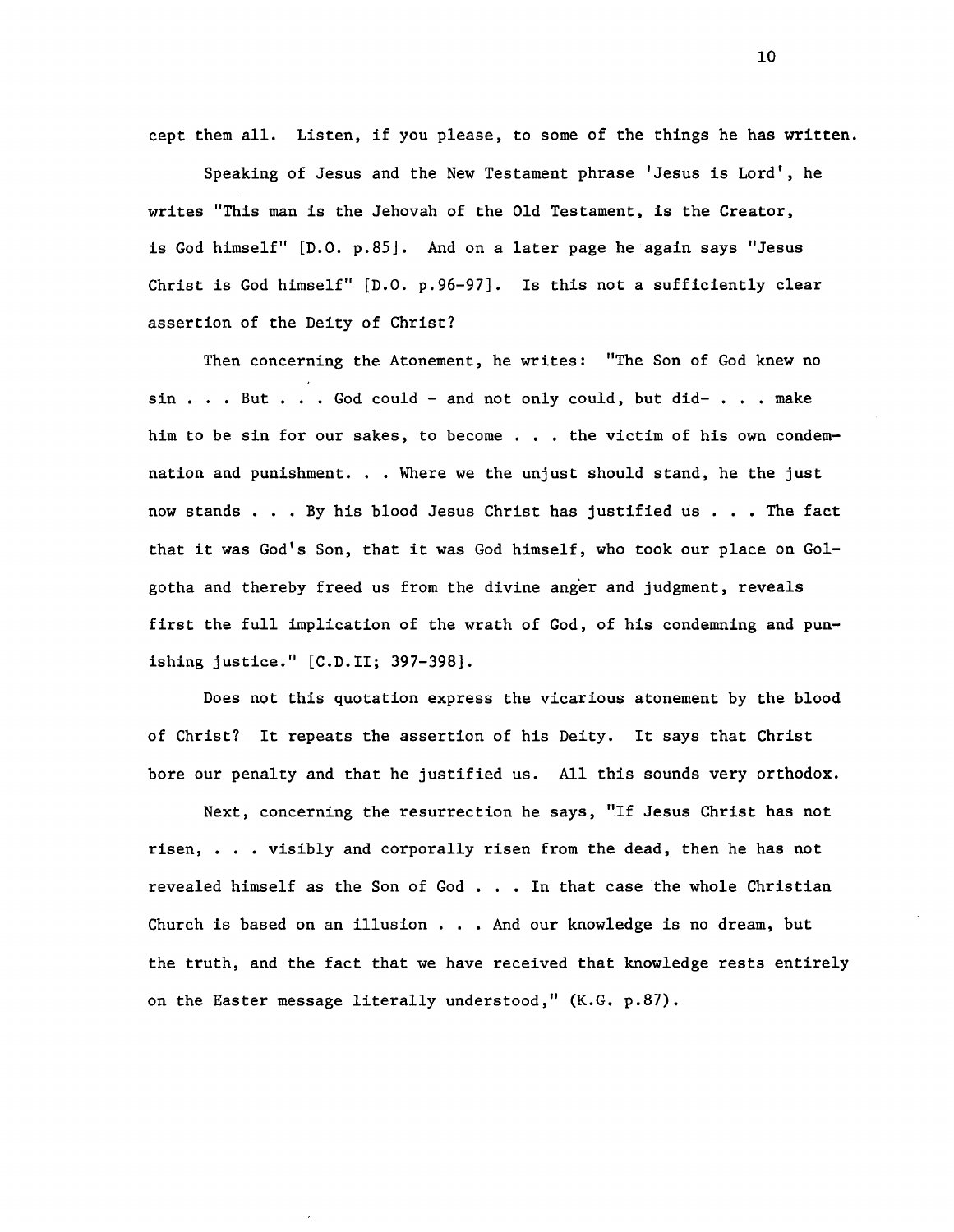cept them all. Listen, if you please, to some of the things he has written.

Speaking of Jesus and the New Testament phrase 'Jesus is Lord', he writes "This man is the Jehovah of the Old Testament, is the Creator, is God himself" [D.O. p.85]. And on a later page he again says "Jesus Christ is God himself" [D.O. p.96-97]. Is this not a sufficiently clear assertion of the Deity of Christ?

Then concerning the Atonement, he writes: "The Son of God knew no sin . . . But . . . God could - and not only could, but did- . . . make him to be sin for our sakes, to become . . . the victim of his own condemnation and punishment. . . Where we the unjust should stand, he the just now stands . . . By his blood Jesus Christ has justified us . . . The fact that it was God's Son, that it was God himself, who took our place on Golgotha and thereby freed us from the divine anger and judgment, reveals first the full implication of the wrath of God, of his condemning and punishing justice." [C.D.II; 397-398].

Does not this quotation express the vicarious atonement by the blood of Christ? It repeats the assertion of his Deity. It says that Christ bore our penalty and that he justified us. All this sounds very orthodox.

Next, concerning the resurrection he says, "If Jesus Christ has not risen, . . . visibly and corporally risen from the dead, then he has not revealed himself as the Son of God . . . In that case the whole Christian Church is based on an illusion . . . And our knowledge is no dream, but the truth, and the fact that we have received that knowledge rests entirely on the Easter message literally understood," (K.G. p.87).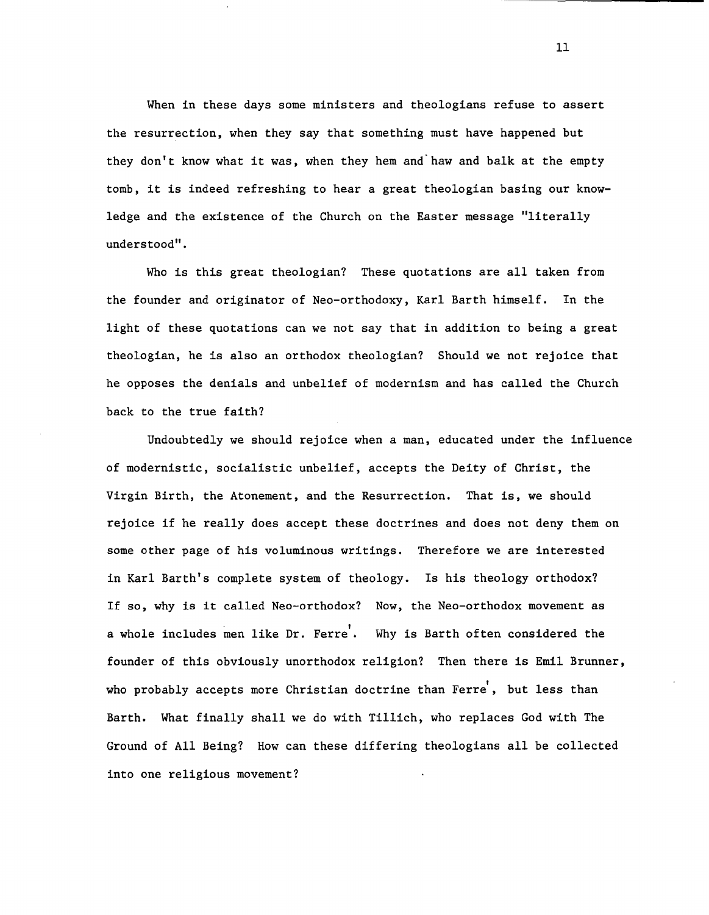When in these days some ministers and theologians refuse to assert the resurrection, when they say that something must have happened but they don't know what it was, when they hem and haw and balk at the empty tomb, it is indeed refreshing to hear a great theologian basing our knowledge and the existence of the Church on the Easter message "literally understood".

Who is this great theologian? These quotations are all taken from the founder and originator of Neo-orthodoxy, Karl Barth himself. In the light of these quotations can we not say that in addition to being a great theologian, he is also an orthodox theologian? Should we not rejoice that he opposes the denials and unbelief of modernism and has called the Church back to the true faith?

Undoubtedly we should rejoice when a man, educated under the influence of modernistic, socialistic unbelief, accepts the Deity of Christ, the Virgin Birth, the Atonement, and the Resurrection. That is, we should rejoice if he really does accept these doctrines and does not deny them on some other page of his voluminous writings. Therefore we are interested in Karl Barth's complete system of theology. Is his theology orthodox? If so, why is it called Neo-orthodox? Now, the Neo-orthodox movement as a whole includes men like Dr. Ferré. Why is Barth often considered the founder of this obviously unorthodox religion? Then there is Emil Brunner, who probably accepts more Christian doctrine than Ferré, but less than Barth. What finally shall we do with Tillich, who replaces God with The Ground of All Being? How can these differing theologians all be collected into one religious movement?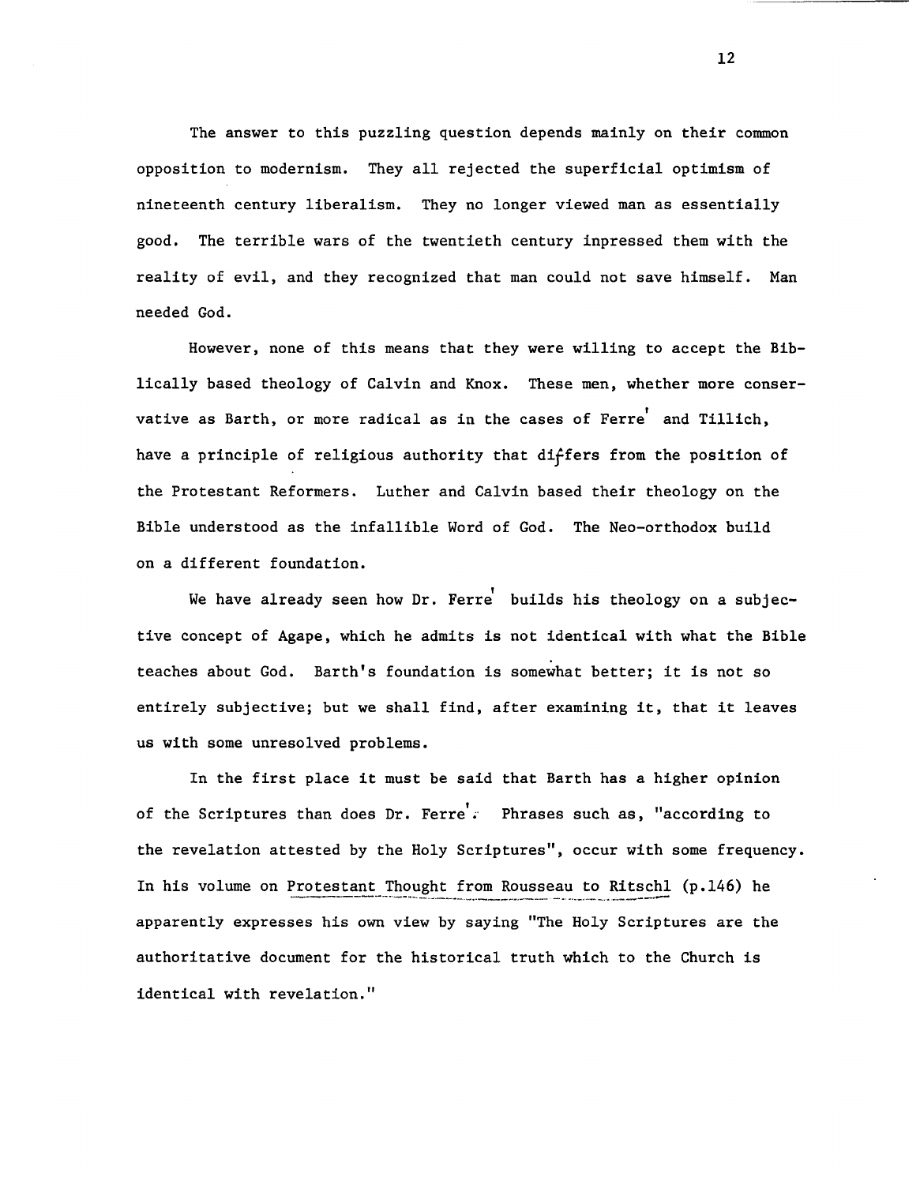The answer to this puzzling question depends mainly on their common opposition to modernism. They all rejected the superficial optimism of nineteenth century liberalism. They no longer viewed man as essentially good. The terrible wars of the twentieth century inpressed them with the reality of evil, and they recognized that man could not save himself. Man needed God.

However, none of this means that they were willing to accept the Biblically based theology of Calvin and Knox. These men, whether more conservative as Barth, or more radical as in the cases of Ferré and Tillich, have a principle of religious authority that differs from the position of the Protestant Reformers. Luther and Calvin based their theology on the Bible understood as the infallible Word of God. The Neo-orthodox build on a different foundation.

We have already seen how Dr. Ferré builds his theology on a subjective concept of Agape, which he admits is not identical with what the Bible teaches about God. Barth's foundation is somewhat better; it is not so entirely subjective; but we shall find, after examining it, that it leaves us with some unresolved problems.

In the first place it must be said that Barth has a higher opinion of the Scriptures than does Dr. Ferré. Phrases such as, "according to the revelation attested by the Holy Scriptures", occur with some frequency. In his volume on Protestant Thought from Rousseau to Ritschl (p.146) he apparently expresses his own view by saying "The Holy Scriptures are the authoritative document for the historical truth which to the Church is identical with revelation."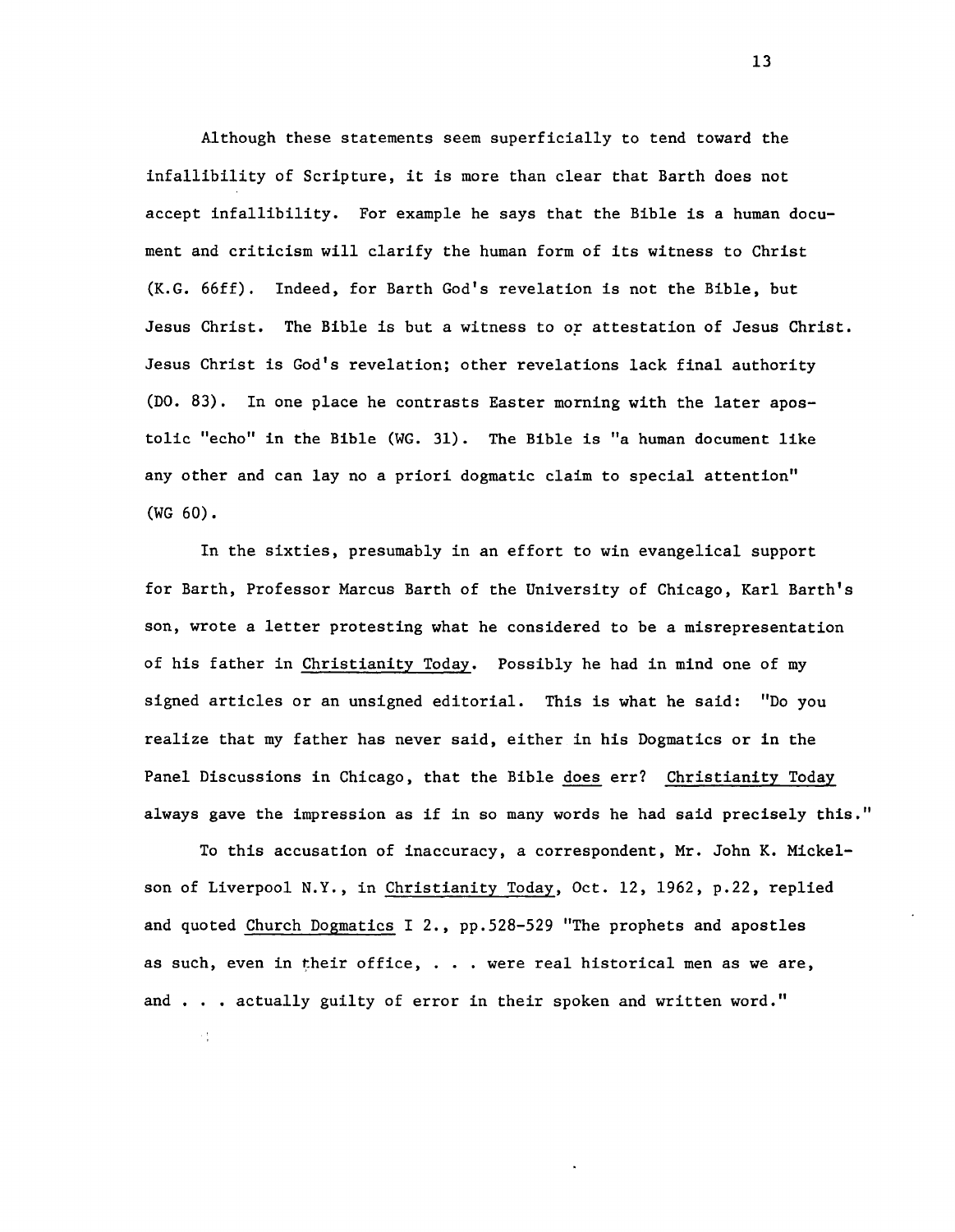Although these statements seem superficially to tend toward the infallibility of Scripture, it is more than clear that Barth does not accept infallibility. For example he says that the Bible is a human document and criticism will clarify the human form of its witness to Christ (K.G. 66ff). Indeed, for Barth God's revelation is not the Bible, but Jesus Christ. The Bible is but a witness to or attestation of Jesus Christ. Jesus Christ is God's revelation; other revelations lack final authority (DO. 83). In one place he contrasts Easter morning with the later apostolic "echo" in the Bible (WG. 31). The Bible is "a human document like any other and can lay no a priori dogmatic claim to special attention" (WG 60).

In the sixties, presumably in an effort to win evangelical support for Barth, Professor Marcus Barth of the University of Chicago, Karl Barth's son, wrote a letter protesting what he considered to be a misrepresentation of his father in Christianity Today. Possibly he had in mind one of my signed articles or an unsigned editorial. This is what he said: "Do you realize that my father has never said, either in his Dogmatics or in the Panel Discussions in Chicago, that the Bible does err? Christianity Today always gave the impression as if in so many words he had said precisely this."

To this accusation of inaccuracy, a correspondent, Mr. John K. Mickelson of Liverpool N.Y., in Christianity Today, Oct. 12, 1962, p.22, replied and quoted Church Dogmatics I 2., pp.528-529 "The prophets and apostles as such, even in their office, . . . were real historical men as we are, and . . . actually guilty of error in their spoken and written word."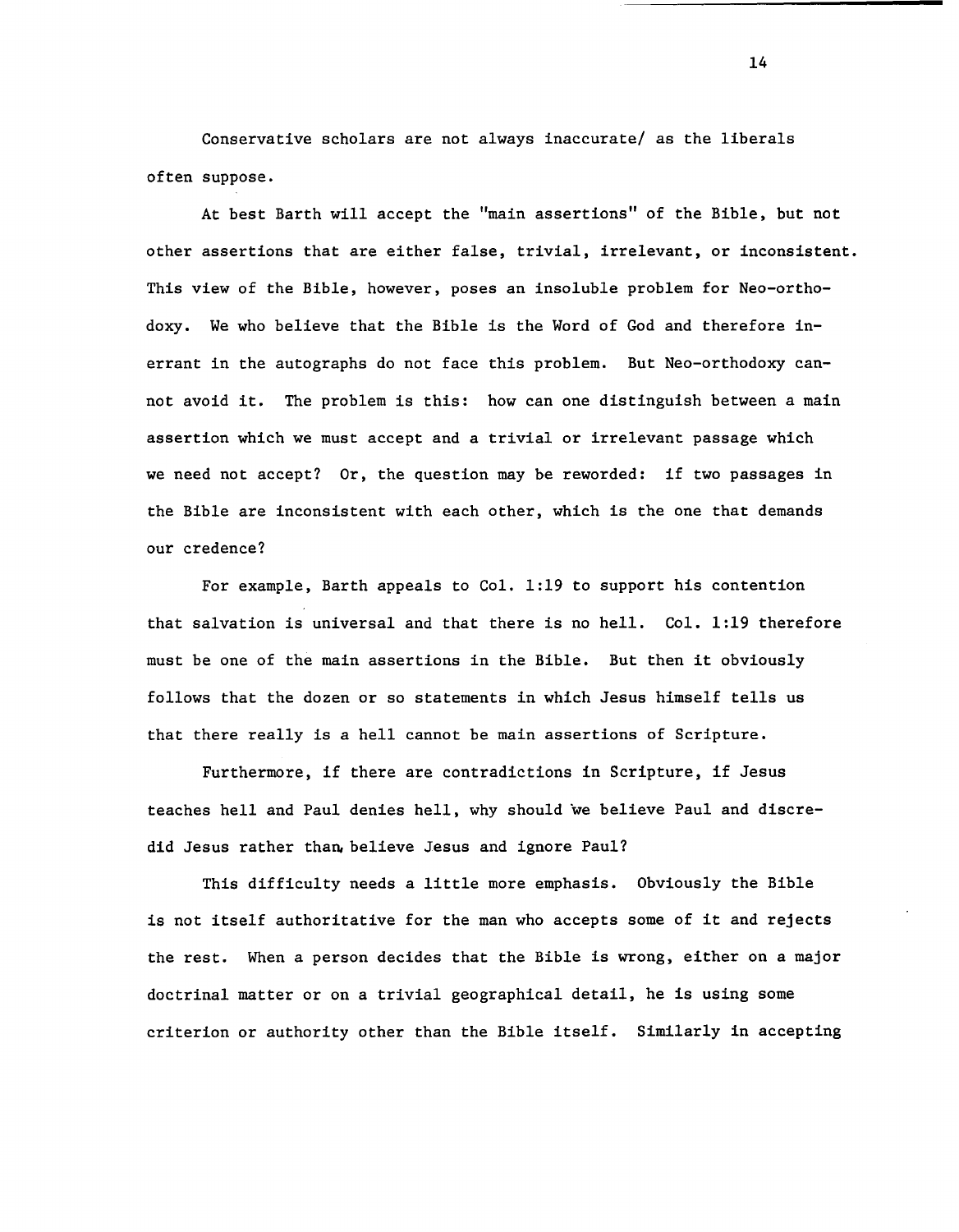Conservative scholars are not always inaccurate/ as the liberals often suppose.

At best Barth will accept the "main assertions" of the Bible, but not other assertions that are either false, trivial, irrelevant, or inconsistent. This view of the Bible, however, poses an insoluble problem for Neo-orthodoxy. We who believe that the Bible is the Word of God and therefore inerrant in the autographs do not face this problem. But Neo-orthodoxy cannot avoid it. The problem is this: how can one distinguish between a main assertion which we must accept and a trivial or irrelevant passage which we need not accept? Or, the question may be reworded: if two passages in the Bible are inconsistent with each other, which is the one that demands our credence?

For example, Barth appeals to Col. 1:19 to support his contention that salvation is universal and that there is no hell. Col. 1:19 therefore must be one of the main assertions in the Bible. But then it obviously follows that the dozen or so statements in which Jesus himself tells us that there really is a hell cannot be main assertions of Scripture.

Furthermore, if there are contradictions in Scripture, if Jesus teaches hell and Paul denies hell, why should we believe Paul and discredid Jesus rather than believe Jesus and ignore Paul?

This difficulty needs a little more emphasis. Obviously the Bible is not itself authoritative for the man who accepts some of it and rejects the rest. When a person decides that the Bible is wrong, either on a major doctrinal matter or on a trivial geographical detail, he is using some criterion or authority other than the Bible itself. Similarly in accepting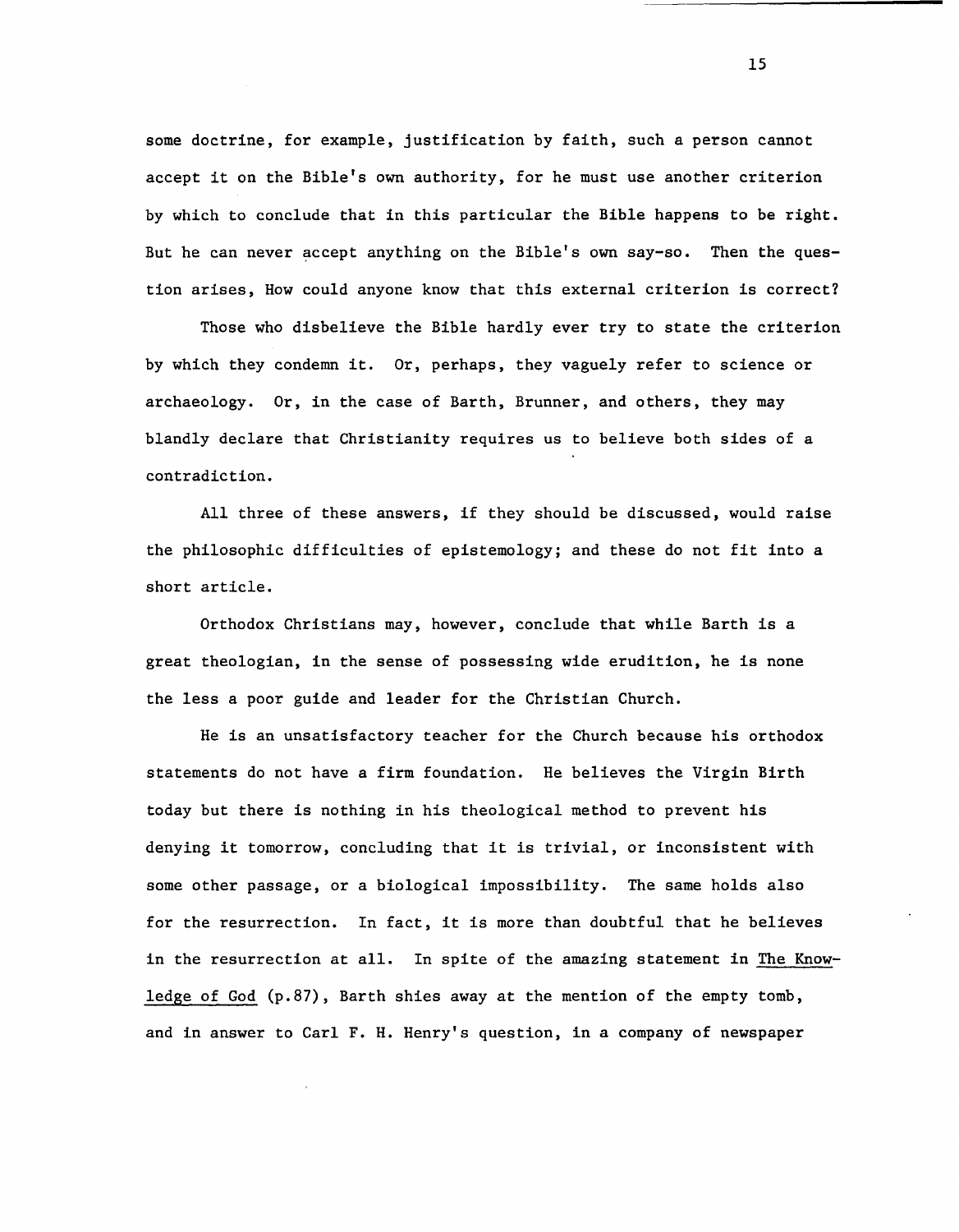some doctrine, for example, justification by faith, such a person cannot accept it on the Bible's own authority, for he must use another criterion by which to conclude that in this particular the Bible happens to be right. But he can never accept anything on the Bible's own say-so. Then the question arises, How could anyone know that this external criterion is correct?

Those who disbelieve the Bible hardly ever try to state the criterion by which they condemn it. Or, perhaps, they vaguely refer to science or archaeology. Or, in the case of Barth, Brunner, and others, they may blandly declare that Christianity requires us to believe both sides of a contradiction.

All three of these answers, if they should be discussed, would raise the philosophic difficulties of epistemology; and these do not fit into a short article.

Orthodox Christians may, however, conclude that while Barth is a great theologian, in the sense of possessing wide erudition, he is none the less a poor guide and leader for the Christian Church.

He is an unsatisfactory teacher for the Church because his orthodox statements do not have a firm foundation. He believes the Virgin Birth today but there is nothing in his theological method to prevent his denying it tomorrow, concluding that it is trivial, or inconsistent with some other passage, or a biological impossibility. The same holds also for the resurrection. In fact, it is more than doubtful that he believes in the resurrection at all. In spite of the amazing statement in _The Knowledge of God_ (p.87), Barth shies away at the mention of the empty tomb, and in answer to Carl F. H. Henry's question, in a company of newspaper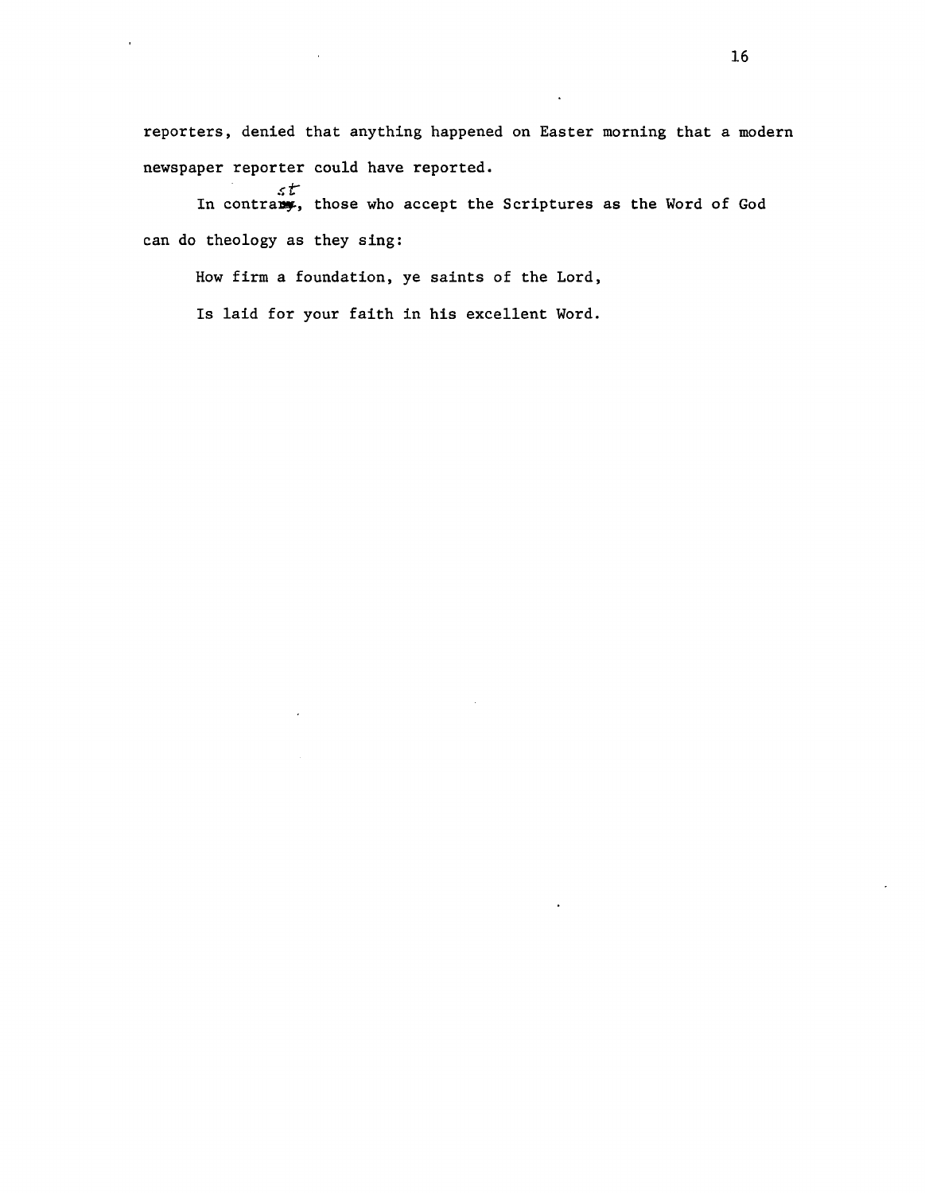reporters, denied that anything happened on Easter morning that a modern newspaper reporter could have reported.

In contrast, those who accept the Scriptures as the Word of God can do theology as they sing:

How firm a foundation, ye saints of the Lord,

Is laid for your faith in his excellent Word.